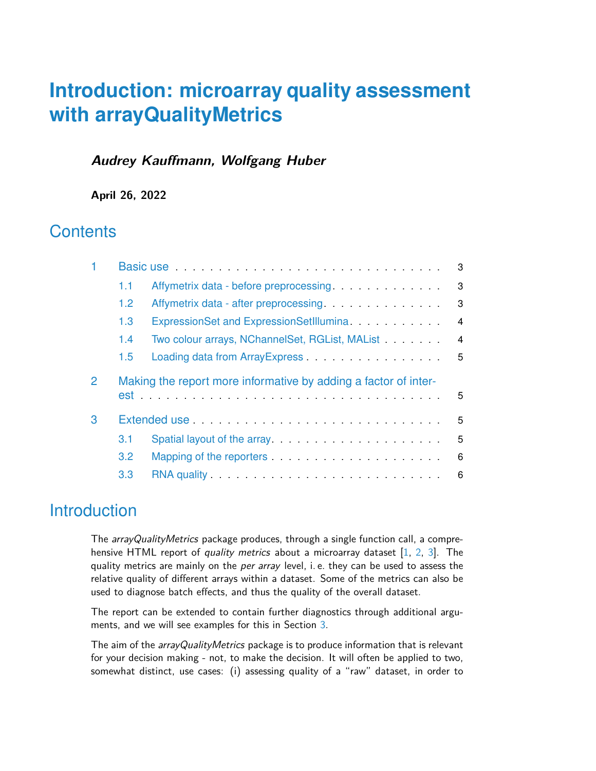# Introduction: microarray quality assessment with arrayQualityMetrics

***Audrey Kauffmann, Wolfgang Huber***

**April 26, 2022**

## Contents

| | | |
|---|---|---|
| 1 | Basic use | 3 |
| 1.1 | Affymetrix data - before preprocessing | 3 |
| 1.2 | Affymetrix data - after preprocessing | 3 |
| 1.3 | ExpressionSet and ExpressionSetIllumina | 4 |
| 1.4 | Two colour arrays, NChannelSet, RGList, MAList | 4 |
| 1.5 | Loading data from ArrayExpress | 5 |
| 2 | Making the report more informative by adding a factor of interest | 5 |
| 3 | Extended use | 5 |
| 3.1 | Spatial layout of the array | 5 |
| 3.2 | Mapping of the reporters | 6 |
| 3.3 | RNA quality | 6 |

## Introduction

The *arrayQualityMetrics* package produces, through a single function call, a comprehensive HTML report of *quality metrics* about a microarray dataset [1, 2, 3]. The quality metrics are mainly on the *per array* level, i. e. they can be used to assess the relative quality of different arrays within a dataset. Some of the metrics can also be used to diagnose batch effects, and thus the quality of the overall dataset.

The report can be extended to contain further diagnostics through additional arguments, and we will see examples for this in Section 3.

The aim of the *arrayQualityMetrics* package is to produce information that is relevant for your decision making - not, to make the decision. It will often be applied to two, somewhat distinct, use cases: (i) assessing quality of a "raw" dataset, in order to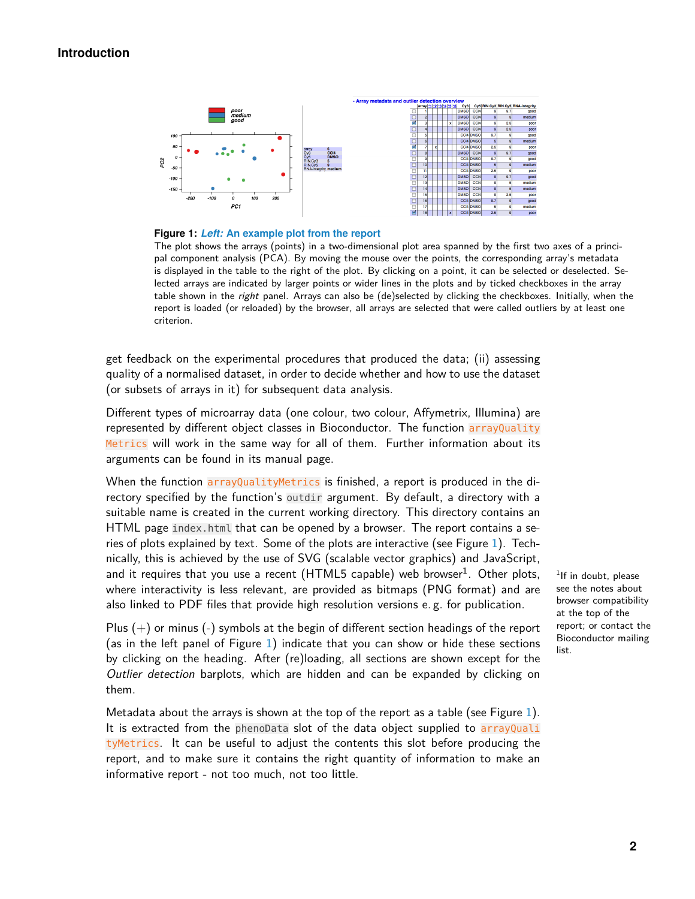## Introduction

**Figure 1:** ***Left:* An example plot from the report**
The plot shows the arrays (points) in a two-dimensional plot area spanned by the first two axes of a principal component analysis (PCA). By moving the mouse over the points, the corresponding array's metadata is displayed in the table to the right of the plot. By clicking on a point, it can be selected or deselected. Selected arrays are indicated by larger points or wider lines in the plots and by ticked checkboxes in the array table shown in the *right* panel. Arrays can also be (de)selected by clicking the checkboxes. Initially, when the report is loaded (or reloaded) by the browser, all arrays are selected that were called outliers by at least one criterion.

get feedback on the experimental procedures that produced the data; (ii) assessing quality of a normalised dataset, in order to decide whether and how to use the dataset (or subsets of arrays in it) for subsequent data analysis.

Different types of microarray data (one colour, two colour, Affymetrix, Illumina) are represented by different object classes in Bioconductor. The function `arrayQualityMetrics` will work in the same way for all of them. Further information about its arguments can be found in its manual page.

When the function `arrayQualityMetrics` is finished, a report is produced in the directory specified by the function's `outdir` argument. By default, a directory with a suitable name is created in the current working directory. This directory contains an HTML page `index.html` that can be opened by a browser. The report contains a series of plots explained by text. Some of the plots are interactive (see Figure 1). Technically, this is achieved by the use of SVG (scalable vector graphics) and JavaScript, and it requires that you use a recent (HTML5 capable) web browser[1]. Other plots, where interactivity is less relevant, are provided as bitmaps (PNG format) and are also linked to PDF files that provide high resolution versions e. g. for publication.

[1] If in doubt, please see the notes about browser compatibility at the top of the report; or contact the Bioconductor mailing list.

Plus (+) or minus (-) symbols at the begin of different section headings of the report (as in the left panel of Figure 1) indicate that you can show or hide these sections by clicking on the heading. After (re)loading, all sections are shown except for the *Outlier detection* barplots, which are hidden and can be expanded by clicking on them.

Metadata about the arrays is shown at the top of the report as a table (see Figure 1). It is extracted from the `phenoData` slot of the data object supplied to `arrayQualityMetrics`. It can be useful to adjust the contents this slot before producing the report, and to make sure it contains the right quantity of information to make an informative report - not too much, not too little.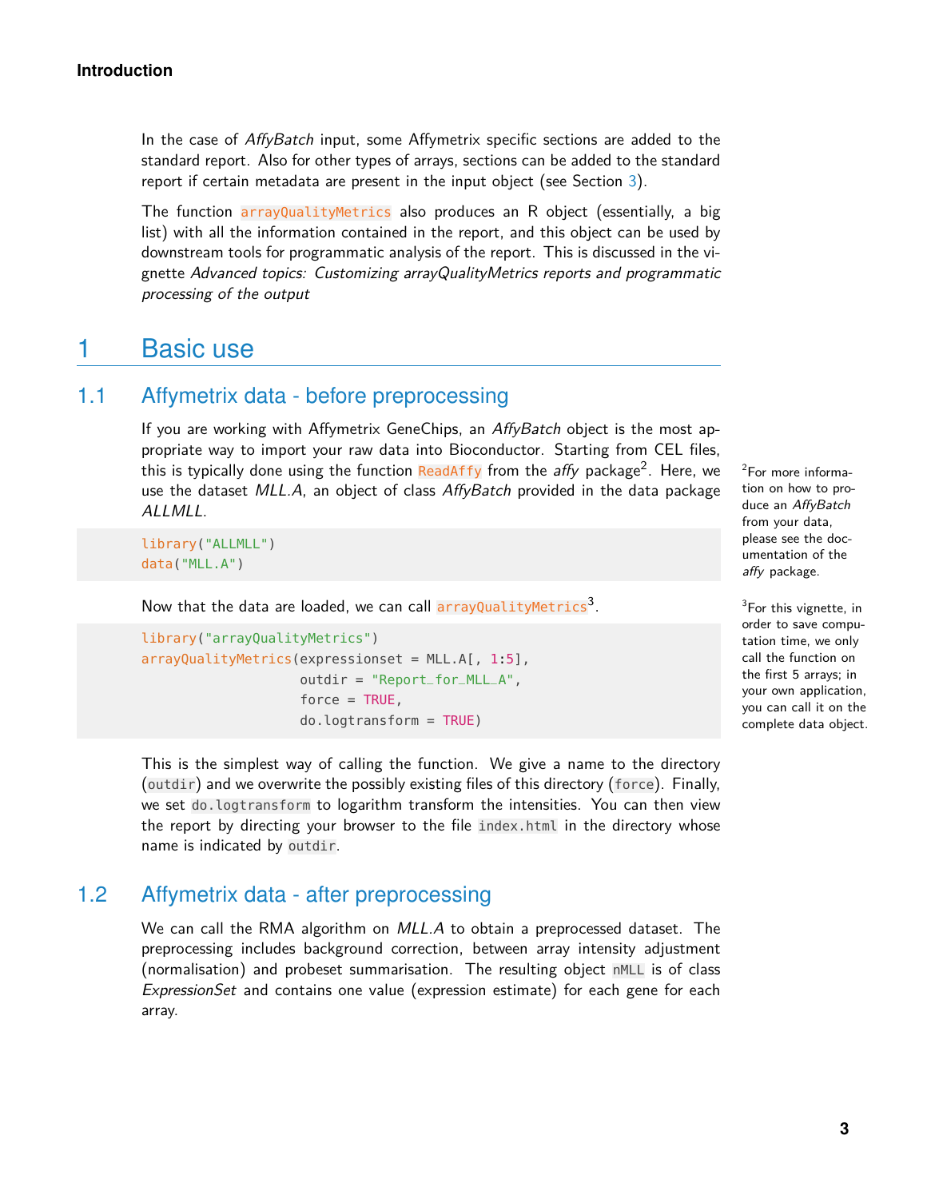In the case of *AffyBatch* input, some Affymetrix specific sections are added to the standard report. Also for other types of arrays, sections can be added to the standard report if certain metadata are present in the input object (see Section 3).

The function `arrayQualityMetrics` also produces an R object (essentially, a big list) with all the information contained in the report, and this object can be used by downstream tools for programmatic analysis of the report. This is discussed in the vignette *Advanced topics: Customizing arrayQualityMetrics reports and programmatic processing of the output*

# 1 Basic use

## 1.1 Affymetrix data - before preprocessing

If you are working with Affymetrix GeneChips, an *AffyBatch* object is the most appropriate way to import your raw data into Bioconductor. Starting from CEL files, this is typically done using the function `ReadAffy` from the *affy* package[2]. Here, we use the dataset *MLL.A*, an object of class *AffyBatch* provided in the data package *ALLMLL*.

[2] For more information on how to produce an *AffyBatch* from your data, please see the documentation of the *affy* package.

```
library("ALLMLL")
data("MLL.A")
```

Now that the data are loaded, we can call `arrayQualityMetrics`[3].

[3] For this vignette, in order to save computation time, we only call the function on the first 5 arrays; in your own application, you can call it on the complete data object.

```
library("arrayQualityMetrics")
arrayQualityMetrics(expressionset = MLL.A[, 1:5],
                    outdir = "Report_for_MLL_A",
                    force = TRUE,
                    do.logtransform = TRUE)
```

This is the simplest way of calling the function. We give a name to the directory (`outdir`) and we overwrite the possibly existing files of this directory (`force`). Finally, we set `do.logtransform` to logarithm transform the intensities. You can then view the report by directing your browser to the file `index.html` in the directory whose name is indicated by `outdir`.

## 1.2 Affymetrix data - after preprocessing

We can call the RMA algorithm on *MLL.A* to obtain a preprocessed dataset. The preprocessing includes background correction, between array intensity adjustment (normalisation) and probeset summarisation. The resulting object `nMLL` is of class *ExpressionSet* and contains one value (expression estimate) for each gene for each array.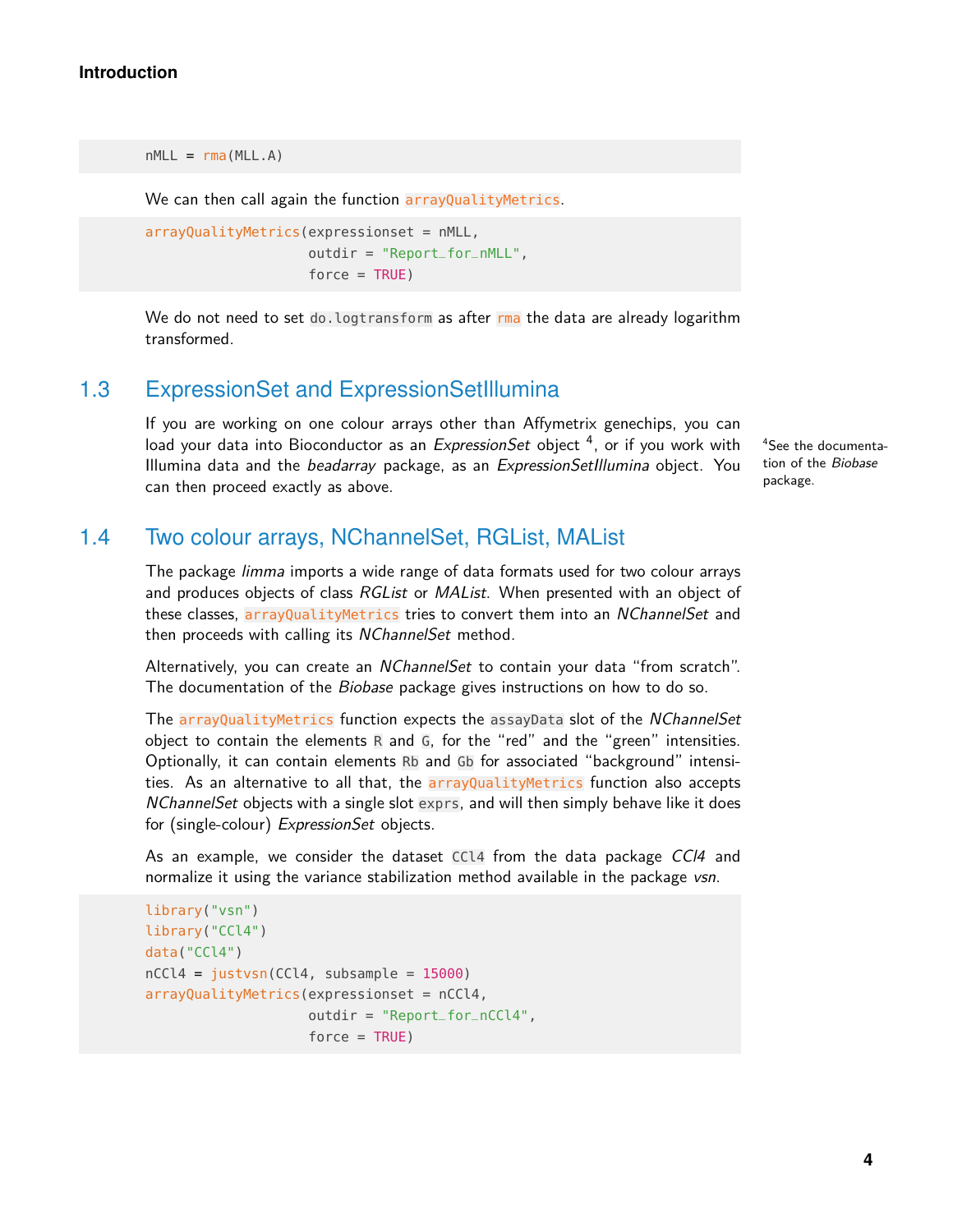```
nMLL = rma(MLL.A)
```

We can then call again the function `arrayQualityMetrics`.

```
arrayQualityMetrics(expressionset = nMLL,
                    outdir = "Report_for_nMLL",
                    force = TRUE)
```

We do not need to set `do.logtransform` as after `rma` the data are already logarithm transformed.

## 1.3 ExpressionSet and ExpressionSetIllumina

If you are working on one colour arrays other than Affymetrix genechips, you can load your data into Bioconductor as an *ExpressionSet* object [4], or if you work with Illumina data and the *beadarray* package, as an *ExpressionSetIllumina* object. You can then proceed exactly as above.

[4] See the documentation of the *Biobase* package.

## 1.4 Two colour arrays, NChannelSet, RGList, MAList

The package *limma* imports a wide range of data formats used for two colour arrays and produces objects of class *RGList* or *MAList*. When presented with an object of these classes, `arrayQualityMetrics` tries to convert them into an *NChannelSet* and then proceeds with calling its *NChannelSet* method.

Alternatively, you can create an *NChannelSet* to contain your data "from scratch". The documentation of the *Biobase* package gives instructions on how to do so.

The `arrayQualityMetrics` function expects the `assayData` slot of the *NChannelSet* object to contain the elements `R` and `G`, for the "red" and the "green" intensities. Optionally, it can contain elements `Rb` and `Gb` for associated "background" intensities. As an alternative to all that, the `arrayQualityMetrics` function also accepts *NChannelSet* objects with a single slot `exprs`, and will then simply behave like it does for (single-colour) *ExpressionSet* objects.

As an example, we consider the dataset `CCl4` from the data package *CCl4* and normalize it using the variance stabilization method available in the package *vsn*.

```
library("vsn")
library("CCl4")
data("CCl4")
nCCl4 = justvsn(CCl4, subsample = 15000)
arrayQualityMetrics(expressionset = nCCl4,
                    outdir = "Report_for_nCCl4",
                    force = TRUE)
```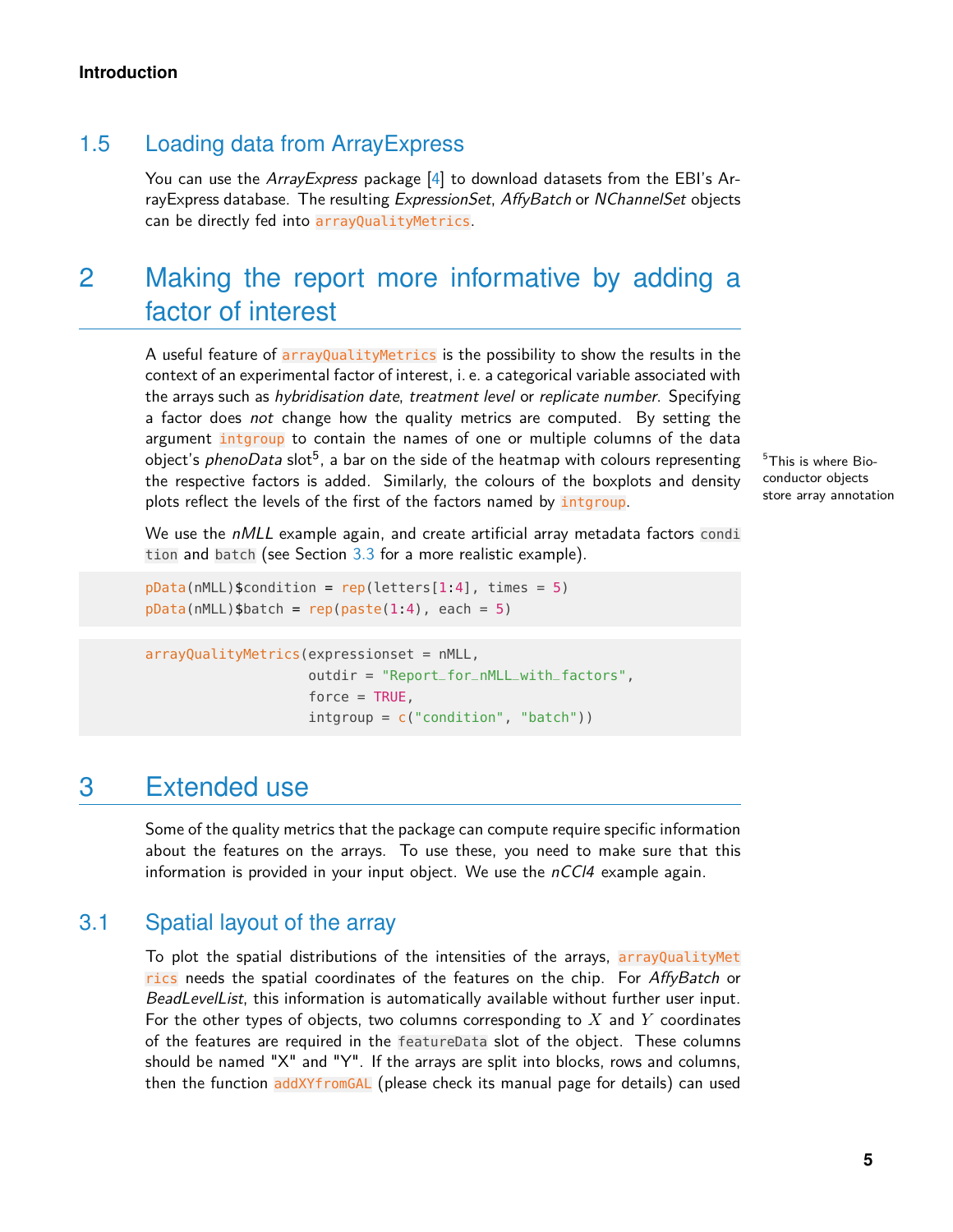## 1.5 Loading data from ArrayExpress

You can use the *ArrayExpress* package [4] to download datasets from the EBI's ArrayExpress database. The resulting *ExpressionSet*, *AffyBatch* or *NChannelSet* objects can be directly fed into `arrayQualityMetrics`.

# 2 Making the report more informative by adding a factor of interest

A useful feature of `arrayQualityMetrics` is the possibility to show the results in the context of an experimental factor of interest, i. e. a categorical variable associated with the arrays such as *hybridisation date*, *treatment level* or *replicate number*. Specifying a factor does *not* change how the quality metrics are computed. By setting the argument `intgroup` to contain the names of one or multiple columns of the data object's *phenoData* slot[5], a bar on the side of the heatmap with colours representing the respective factors is added. Similarly, the colours of the boxplots and density plots reflect the levels of the first of the factors named by `intgroup`.

[5] This is where Bioconductor objects store array annotation

We use the *nMLL* example again, and create artificial array metadata factors `condition` and `batch` (see Section 3.3 for a more realistic example).

```
pData(nMLL)$condition = rep(letters[1:4], times = 5)
pData(nMLL)$batch = rep(paste(1:4), each = 5)
```

```
arrayQualityMetrics(expressionset = nMLL,
                    outdir = "Report_for_nMLL_with_factors",
                    force = TRUE,
                    intgroup = c("condition", "batch"))
```

# 3 Extended use

Some of the quality metrics that the package can compute require specific information about the features on the arrays. To use these, you need to make sure that this information is provided in your input object. We use the *nCCl4* example again.

## 3.1 Spatial layout of the array

To plot the spatial distributions of the intensities of the arrays, `arrayQualityMetrics` needs the spatial coordinates of the features on the chip. For *AffyBatch* or *BeadLevelList*, this information is automatically available without further user input. For the other types of objects, two columns corresponding to $X$ and $Y$ coordinates of the features are required in the `featureData` slot of the object. These columns should be named "X" and "Y". If the arrays are split into blocks, rows and columns, then the function `addXYfromGAL` (please check its manual page for details) can used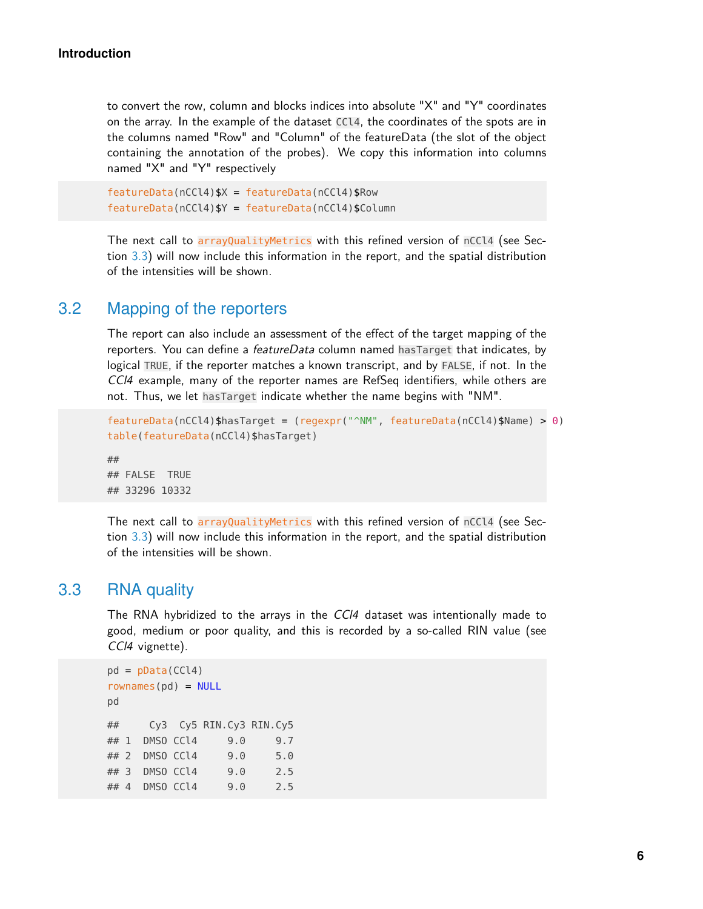to convert the row, column and blocks indices into absolute "X" and "Y" coordinates on the array. In the example of the dataset `CCl4`, the coordinates of the spots are in the columns named "Row" and "Column" of the featureData (the slot of the object containing the annotation of the probes). We copy this information into columns named "X" and "Y" respectively

```
featureData(nCCl4)$X = featureData(nCCl4)$Row
featureData(nCCl4)$Y = featureData(nCCl4)$Column
```

The next call to `arrayQualityMetrics` with this refined version of `nCCl4` (see Section 3.3) will now include this information in the report, and the spatial distribution of the intensities will be shown.

## 3.2 Mapping of the reporters

The report can also include an assessment of the effect of the target mapping of the reporters. You can define a *featureData* column named `hasTarget` that indicates, by logical `TRUE`, if the reporter matches a known transcript, and by `FALSE`, if not. In the *CCl4* example, many of the reporter names are RefSeq identifiers, while others are not. Thus, we let `hasTarget` indicate whether the name begins with "NM".

```
featureData(nCCl4)$hasTarget = (regexpr("^NM", featureData(nCCl4)$Name) > 0)
table(featureData(nCCl4)$hasTarget)

##
## FALSE  TRUE
## 33296 10332
```

The next call to `arrayQualityMetrics` with this refined version of `nCCl4` (see Section 3.3) will now include this information in the report, and the spatial distribution of the intensities will be shown.

## 3.3 RNA quality

The RNA hybridized to the arrays in the *CCl4* dataset was intentionally made to good, medium or poor quality, and this is recorded by a so-called RIN value (see *CCl4* vignette).

```
pd = pData(CCl4)
rownames(pd) = NULL
pd

##     Cy3  Cy5 RIN.Cy3 RIN.Cy5
## 1  DMSO CCl4     9.0     9.7
## 2  DMSO CCl4     9.0     5.0
## 3  DMSO CCl4     9.0     2.5
## 4  DMSO CCl4     9.0     2.5
```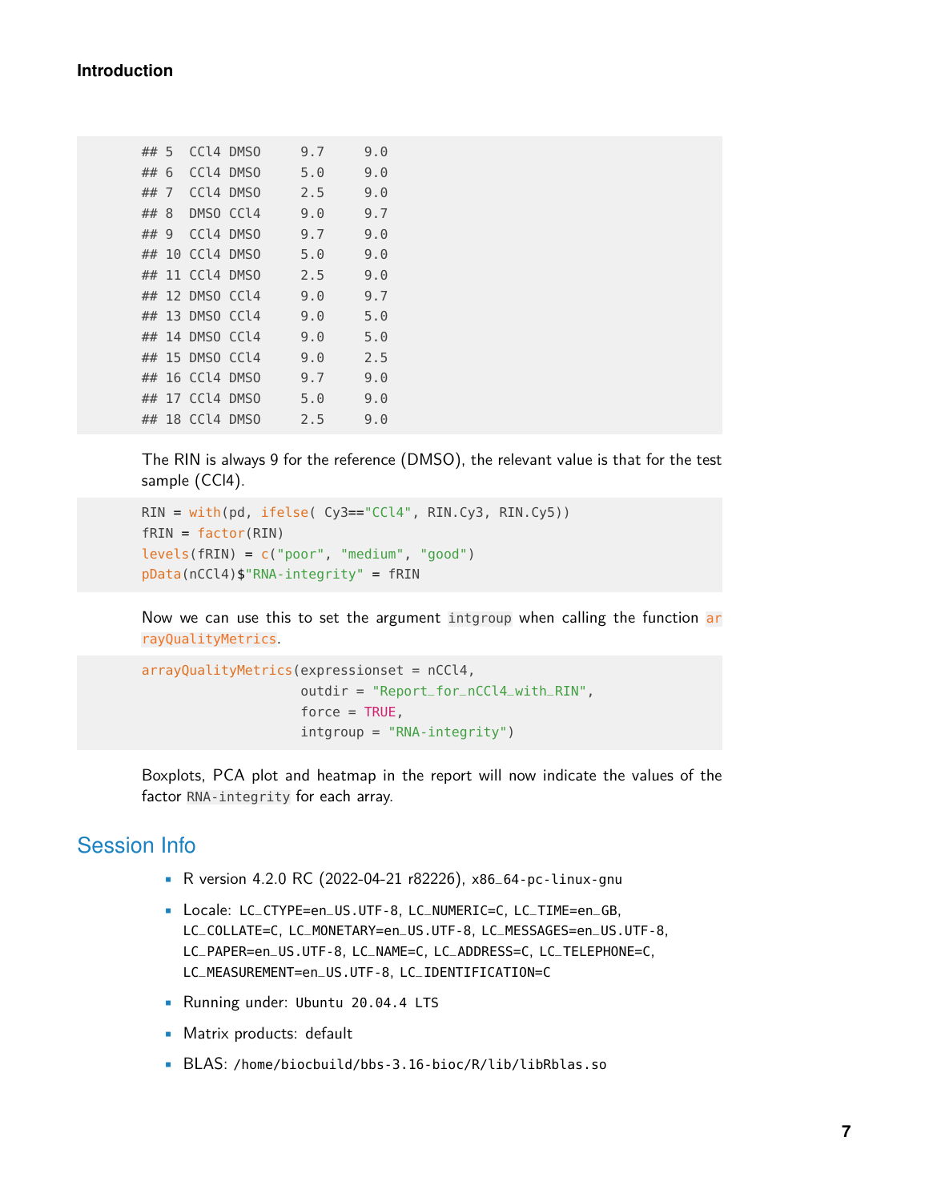```
## 5  CCl4 DMSO     9.7     9.0
## 6  CCl4 DMSO     5.0     9.0
## 7  CCl4 DMSO     2.5     9.0
## 8  DMSO CCl4     9.0     9.7
## 9  CCl4 DMSO     9.7     9.0
## 10 CCl4 DMSO     5.0     9.0
## 11 CCl4 DMSO     2.5     9.0
## 12 DMSO CCl4     9.0     9.7
## 13 DMSO CCl4     9.0     5.0
## 14 DMSO CCl4     9.0     5.0
## 15 DMSO CCl4     9.0     2.5
## 16 CCl4 DMSO     9.7     9.0
## 17 CCl4 DMSO     5.0     9.0
## 18 CCl4 DMSO     2.5     9.0
```

The RIN is always 9 for the reference (DMSO), the relevant value is that for the test sample (CCl4).

```
RIN = with(pd, ifelse( Cy3=="CCl4", RIN.Cy3, RIN.Cy5))
fRIN = factor(RIN)
levels(fRIN) = c("poor", "medium", "good")
pData(nCCl4)$"RNA-integrity" = fRIN
```

Now we can use this to set the argument `intgroup` when calling the function `arrayQualityMetrics`.

```
arrayQualityMetrics(expressionset = nCCl4,
                    outdir = "Report_for_nCCl4_with_RIN",
                    force = TRUE,
                    intgroup = "RNA-integrity")
```

Boxplots, PCA plot and heatmap in the report will now indicate the values of the factor `RNA-integrity` for each array.

## Session Info

- R version 4.2.0 RC (2022-04-21 r82226), `x86_64-pc-linux-gnu`
- Locale: `LC_CTYPE=en_US.UTF-8`, `LC_NUMERIC=C`, `LC_TIME=en_GB`, `LC_COLLATE=C`, `LC_MONETARY=en_US.UTF-8`, `LC_MESSAGES=en_US.UTF-8`, `LC_PAPER=en_US.UTF-8`, `LC_NAME=C`, `LC_ADDRESS=C`, `LC_TELEPHONE=C`, `LC_MEASUREMENT=en_US.UTF-8`, `LC_IDENTIFICATION=C`
- Running under: `Ubuntu 20.04.4 LTS`
- Matrix products: default
- BLAS: `/home/biocbuild/bbs-3.16-bioc/R/lib/libRblas.so`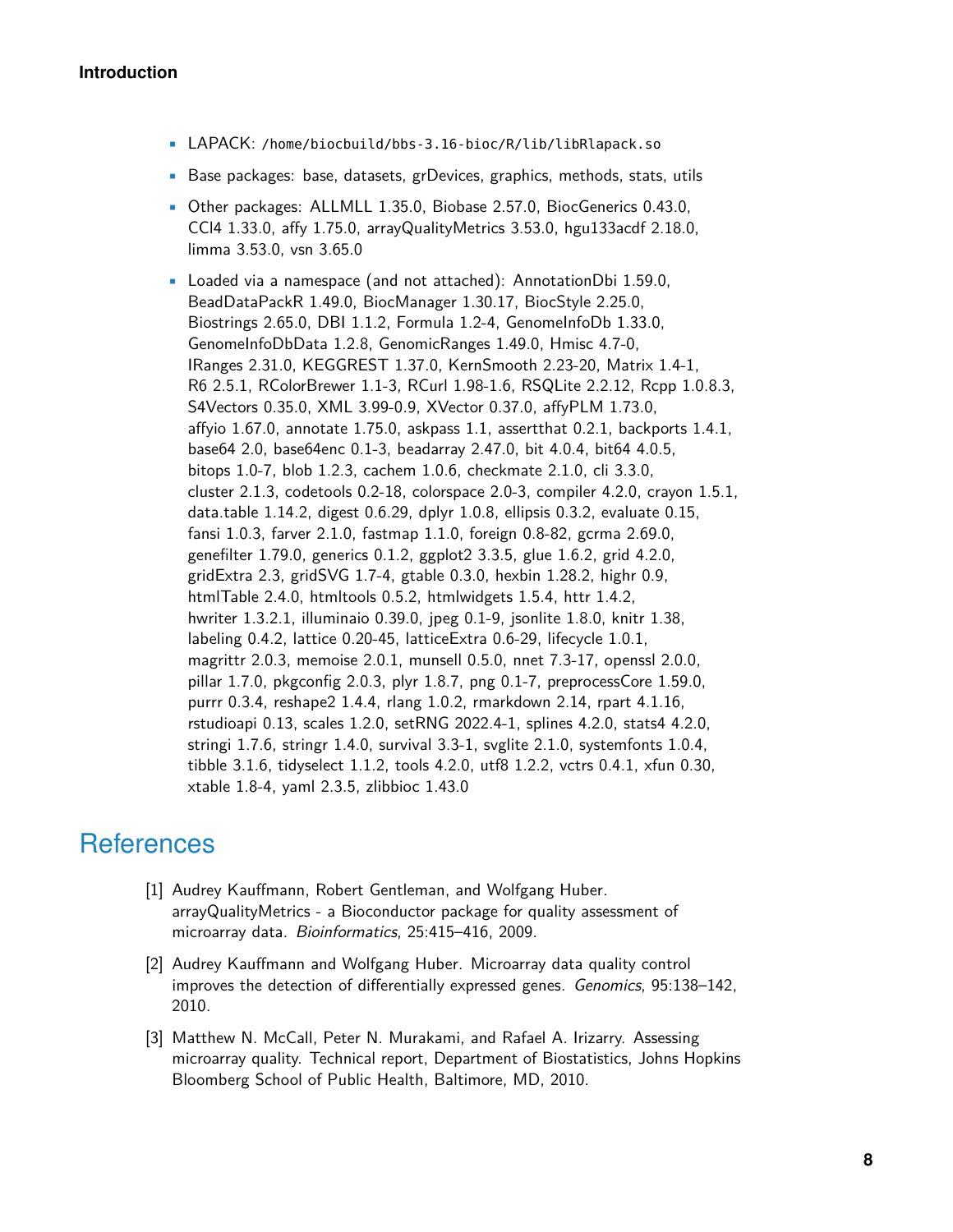- LAPACK: /home/biocbuild/bbs-3.16-bioc/R/lib/libRlapack.so
- Base packages: base, datasets, grDevices, graphics, methods, stats, utils
- Other packages: ALLMLL 1.35.0, Biobase 2.57.0, BiocGenerics 0.43.0, CCl4 1.33.0, affy 1.75.0, arrayQualityMetrics 3.53.0, hgu133acdf 2.18.0, limma 3.53.0, vsn 3.65.0
- Loaded via a namespace (and not attached): AnnotationDbi 1.59.0, BeadDataPackR 1.49.0, BiocManager 1.30.17, BiocStyle 2.25.0, Biostrings 2.65.0, DBI 1.1.2, Formula 1.2-4, GenomeInfoDb 1.33.0, GenomeInfoDbData 1.2.8, GenomicRanges 1.49.0, Hmisc 4.7-0, IRanges 2.31.0, KEGGREST 1.37.0, KernSmooth 2.23-20, Matrix 1.4-1, R6 2.5.1, RColorBrewer 1.1-3, RCurl 1.98-1.6, RSQLite 2.2.12, Rcpp 1.0.8.3, S4Vectors 0.35.0, XML 3.99-0.9, XVector 0.37.0, affyPLM 1.73.0, affyio 1.67.0, annotate 1.75.0, askpass 1.1, assertthat 0.2.1, backports 1.4.1, base64 2.0, base64enc 0.1-3, beadarray 2.47.0, bit 4.0.4, bit64 4.0.5, bitops 1.0-7, blob 1.2.3, cachem 1.0.6, checkmate 2.1.0, cli 3.3.0, cluster 2.1.3, codetools 0.2-18, colorspace 2.0-3, compiler 4.2.0, crayon 1.5.1, data.table 1.14.2, digest 0.6.29, dplyr 1.0.8, ellipsis 0.3.2, evaluate 0.15, fansi 1.0.3, farver 2.1.0, fastmap 1.1.0, foreign 0.8-82, gcrma 2.69.0, genefilter 1.79.0, generics 0.1.2, ggplot2 3.3.5, glue 1.6.2, grid 4.2.0, gridExtra 2.3, gridSVG 1.7-4, gtable 0.3.0, hexbin 1.28.2, highr 0.9, htmlTable 2.4.0, htmltools 0.5.2, htmlwidgets 1.5.4, httr 1.4.2, hwriter 1.3.2.1, illuminaio 0.39.0, jpeg 0.1-9, jsonlite 1.8.0, knitr 1.38, labeling 0.4.2, lattice 0.20-45, latticeExtra 0.6-29, lifecycle 1.0.1, magrittr 2.0.3, memoise 2.0.1, munsell 0.5.0, nnet 7.3-17, openssl 2.0.0, pillar 1.7.0, pkgconfig 2.0.3, plyr 1.8.7, png 0.1-7, preprocessCore 1.59.0, purrr 0.3.4, reshape2 1.4.4, rlang 1.0.2, rmarkdown 2.14, rpart 4.1.16, rstudioapi 0.13, scales 1.2.0, setRNG 2022.4-1, splines 4.2.0, stats4 4.2.0, stringi 1.7.6, stringr 1.4.0, survival 3.3-1, svglite 2.1.0, systemfonts 1.0.4, tibble 3.1.6, tidyselect 1.1.2, tools 4.2.0, utf8 1.2.2, vctrs 0.4.1, xfun 0.30, xtable 1.8-4, yaml 2.3.5, zlibbioc 1.43.0

# References

[1] Audrey Kauffmann, Robert Gentleman, and Wolfgang Huber. arrayQualityMetrics - a Bioconductor package for quality assessment of microarray data. *Bioinformatics*, 25:415–416, 2009.

[2] Audrey Kauffmann and Wolfgang Huber. Microarray data quality control improves the detection of differentially expressed genes. *Genomics*, 95:138–142, 2010.

[3] Matthew N. McCall, Peter N. Murakami, and Rafael A. Irizarry. Assessing microarray quality. Technical report, Department of Biostatistics, Johns Hopkins Bloomberg School of Public Health, Baltimore, MD, 2010.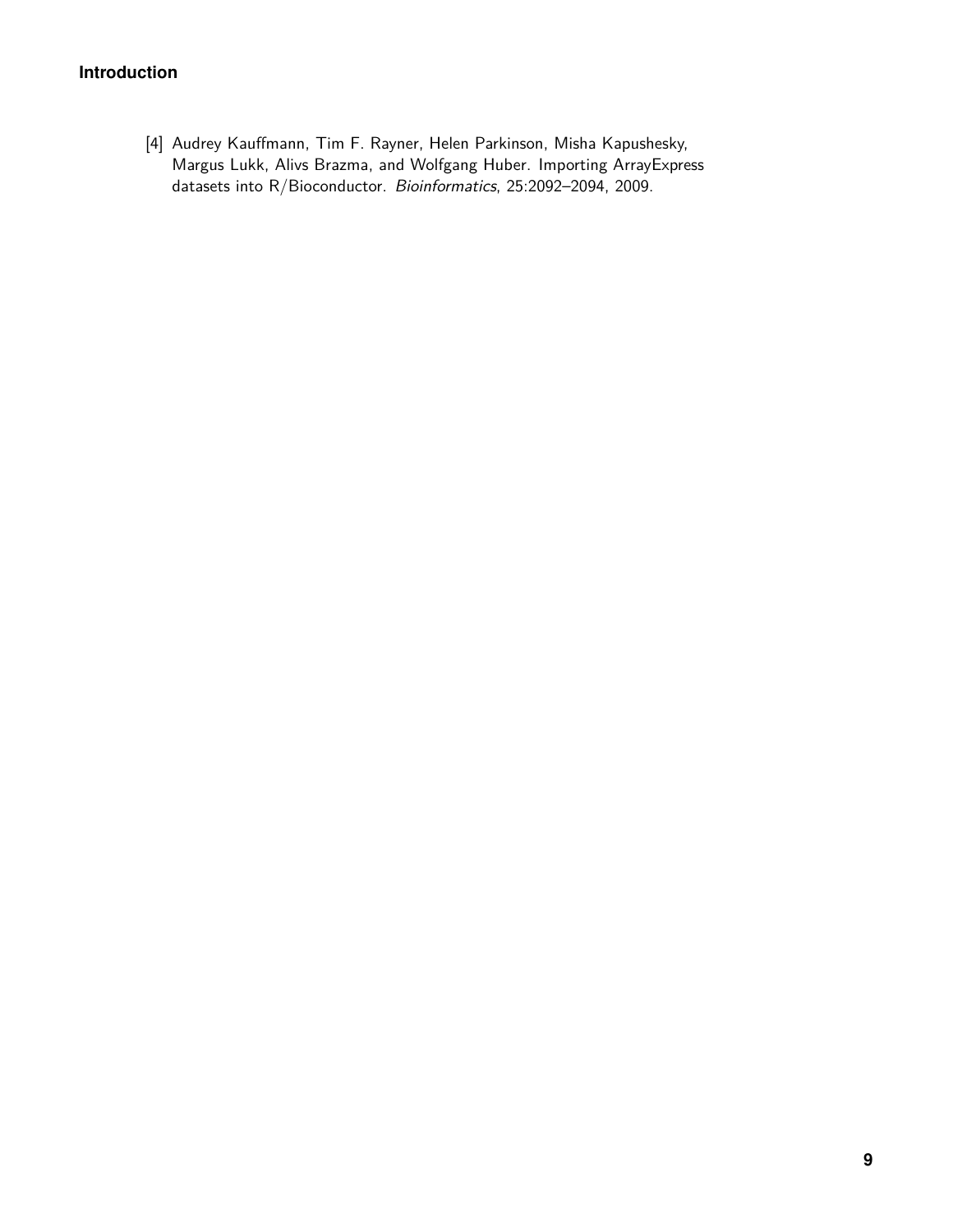[4] Audrey Kauffmann, Tim F. Rayner, Helen Parkinson, Misha Kapushesky, Margus Lukk, Alivs Brazma, and Wolfgang Huber. Importing ArrayExpress datasets into R/Bioconductor. *Bioinformatics*, 25:2092–2094, 2009.